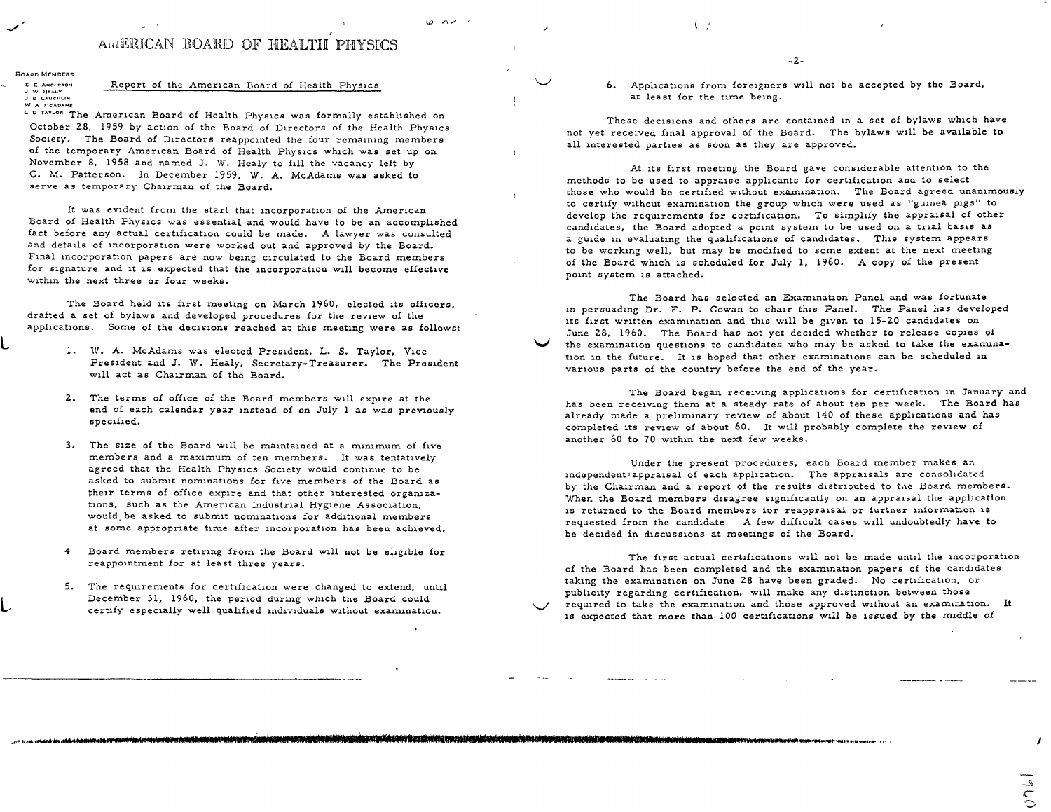# AMERICAN BOARD OF HEALTH PHYSICS

BOARD MEMBERS
E. C. ANDERSON
J. W. HEALY
J. S. LAUGHLIN
W. A. McADAMS
L. S. TAYLOR

## Report of the American Board of Health Physics

The American Board of Health Physics was formally established on October 28, 1959 by action of the Board of Directors of the Health Physics Society. The Board of Directors reappointed the four remaining members of the temporary American Board of Health Physics which was set up on November 8, 1958 and named J. W. Healy to fill the vacancy left by C. M. Patterson. In December 1959, W. A. McAdams was asked to serve as temporary Chairman of the Board.

It was evident from the start that incorporation of the American Board of Health Physics was essential and would have to be an accomplished fact before any actual certification could be made. A lawyer was consulted and details of incorporation were worked out and approved by the Board. Final incorporation papers are now being circulated to the Board members for signature and it is expected that the incorporation will become effective within the next three or four weeks.

The Board held its first meeting on March 1960, elected its officers, drafted a set of bylaws and developed procedures for the review of the applications. Some of the decisions reached at this meeting were as follows:

1. W. A. McAdams was elected President, L. S. Taylor, Vice President and J. W. Healy, Secretary-Treasurer. The President will act as Chairman of the Board.
2. The terms of office of the Board members will expire at the end of each calendar year instead of on July 1 as was previously specified.
3. The size of the Board will be maintained at a minimum of five members and a maximum of ten members. It was tentatively agreed that the Health Physics Society would continue to be asked to submit nominations for five members of the Board as their terms of office expire and that other interested organizations, such as the American Industrial Hygiene Association, would be asked to submit nominations for additional members at some appropriate time after incorporation has been achieved.
4. Board members retiring from the Board will not be eligible for reappointment for at least three years.
5. The requirements for certification were changed to extend, until December 31, 1960, the period during which the Board could certify especially well qualified individuals without examination.
6. Applications from foreigners will not be accepted by the Board, at least for the time being.

These decisions and others are contained in a set of bylaws which have not yet received final approval of the Board. The bylaws will be available to all interested parties as soon as they are approved.

At its first meeting the Board gave considerable attention to the methods to be used to appraise applicants for certification and to select those who would be certified without examination. The Board agreed unanimously to certify without examination the group which were used as "guinea pigs" to develop the requirements for certification. To simplify the appraisal of other candidates, the Board adopted a point system to be used on a trial basis as a guide in evaluating the qualifications of candidates. This system appears to be working well, but may be modified to some extent at the next meeting of the Board which is scheduled for July 1, 1960. A copy of the present point system is attached.

The Board has selected an Examination Panel and was fortunate in persuading Dr. F. P. Cowan to chair this Panel. The Panel has developed its first written examination and this will be given to 15-20 candidates on June 28, 1960. The Board has not yet decided whether to release copies of the examination questions to candidates who may be asked to take the examination in the future. It is hoped that other examinations can be scheduled in various parts of the country before the end of the year.

The Board began receiving applications for certification in January and has been receiving them at a steady rate of about ten per week. The Board has already made a preliminary review of about 140 of these applications and has completed its review of about 60. It will probably complete the review of another 60 to 70 within the next few weeks.

Under the present procedures, each Board member makes an independent appraisal of each application. The appraisals are consolidated by the Chairman and a report of the results distributed to the Board members. When the Board members disagree significantly on an appraisal the application is returned to the Board members for reappraisal or further information is requested from the candidate. A few difficult cases will undoubtedly have to be decided in discussions at meetings of the Board.

The first actual certifications will not be made until the incorporation of the Board has been completed and the examination papers of the candidates taking the examination on June 28 have been graded. No certification, or publicity regarding certification, will make any distinction between those required to take the examination and those approved without an examination. It is expected that more than 100 certifications will be issued by the middle of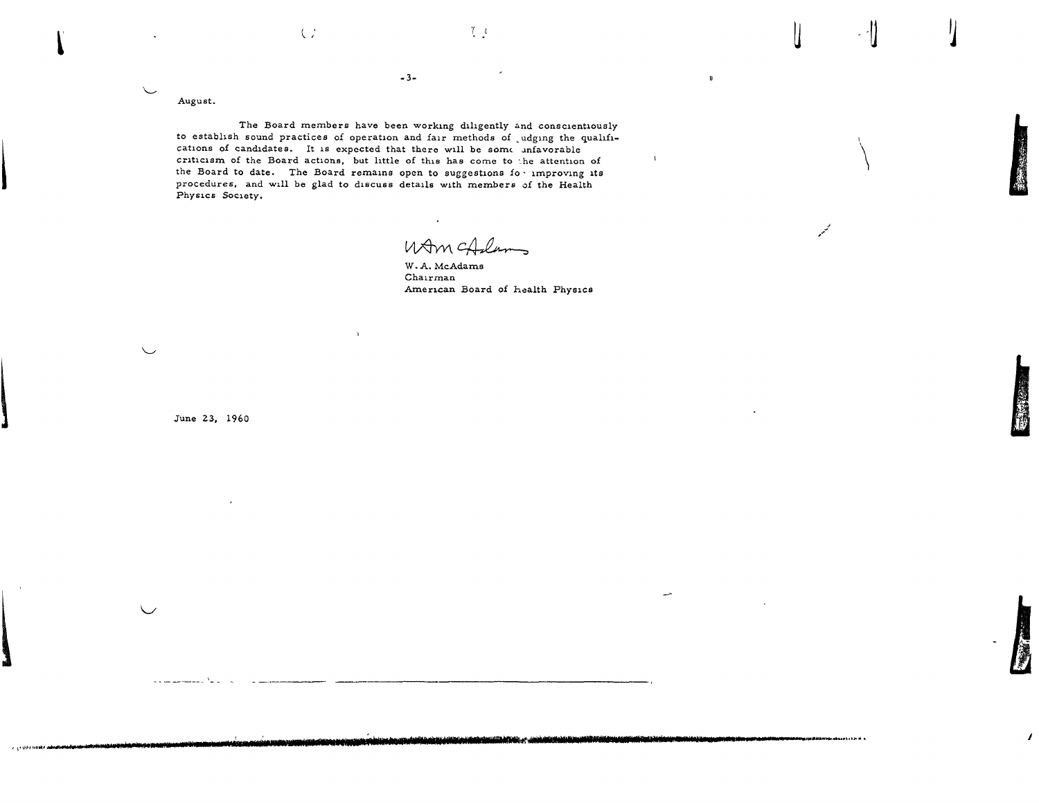August.

The Board members have been working diligently and conscientiously to establish sound practices of operation and fair methods of judging the qualifications of candidates. It is expected that there will be some unfavorable criticism of the Board actions, but little of this has come to the attention of the Board to date. The Board remains open to suggestions for improving its procedures, and will be glad to discuss details with members of the Health Physics Society.

W.A. McAdams
Chairman
American Board of Health Physics

June 23, 1960